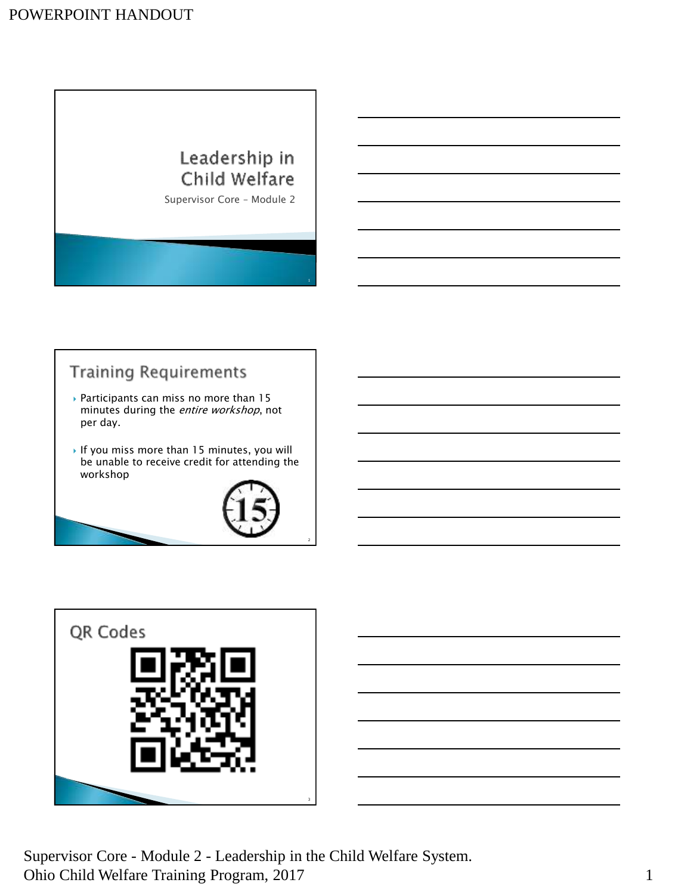# Leadership in Child Welfare

Supervisor Core – Module 2

## Training Requirements

- Participants can miss no more than 15 minutes during the *entire workshop*, not per day.
- If you miss more than 15 minutes, you will be unable to receive credit for attending the workshop

## QR Codes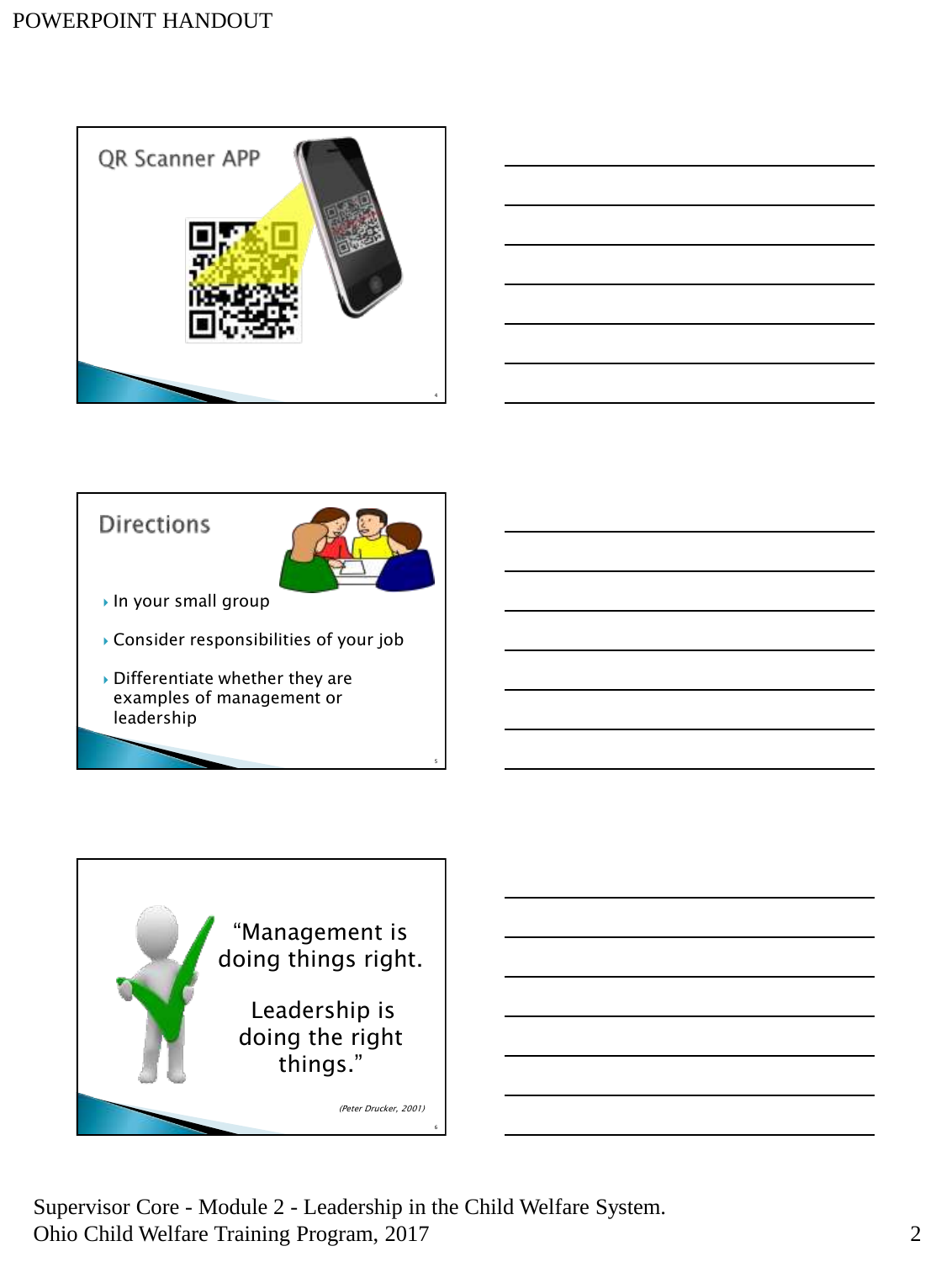## QR Scanner APP

## Directions

- In your small group
- Consider responsibilities of your job
- Differentiate whether they are examples of management or leadership

"Management is doing things right.

Leadership is doing the right things."

*(Peter Drucker, 2001)*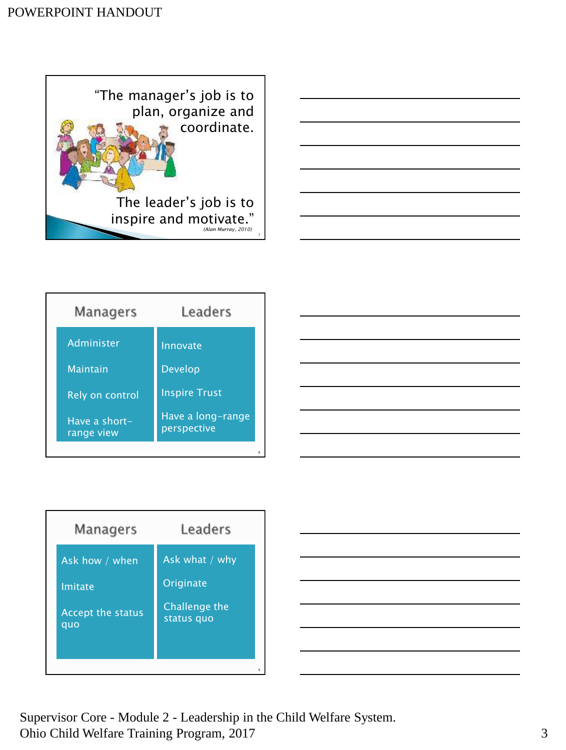"The manager's job is to plan, organize and coordinate.

The leader's job is to inspire and motivate."

(Alan Murray, 2010)

| Managers | Leaders |
|---|---|
| Administer | Innovate |
| Maintain | Develop |
| Rely on control | Inspire Trust |
| Have a short-range view | Have a long-range perspective |

| Managers | Leaders |
|---|---|
| Ask how / when | Ask what / why |
| Imitate | Originate |
| Accept the status quo | Challenge the status quo |

Supervisor Core - Module 2 - Leadership in the Child Welfare System.
Ohio Child Welfare Training Program, 2017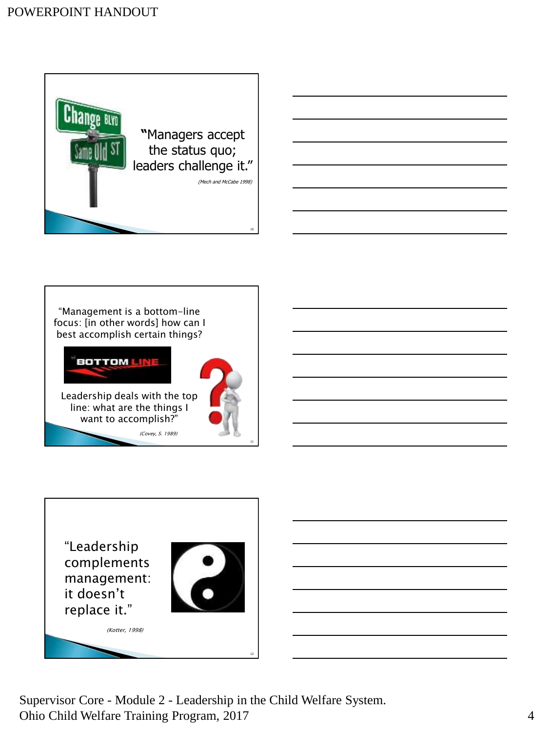"Managers accept the status quo; leaders challenge it."

*(Mech and McCabe 1998)*

"Management is a bottom-line focus: [in other words] how can I best accomplish certain things?

Leadership deals with the top line: what are the things I want to accomplish?"

*(Covey, S. 1989)*

"Leadership complements management: it doesn't replace it."

*(Kotter, 1998)*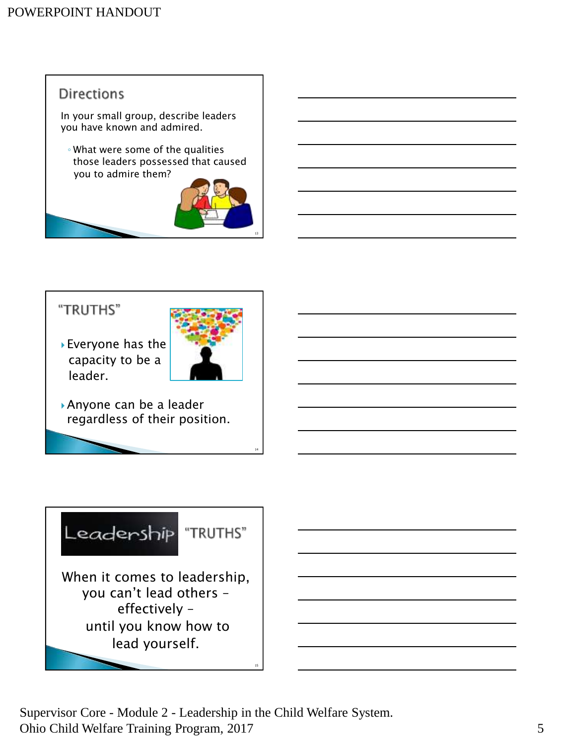## Directions

In your small group, describe leaders you have known and admired.

- What were some of the qualities those leaders possessed that caused you to admire them?

## "TRUTHS"

- Everyone has the capacity to be a leader.
- Anyone can be a leader regardless of their position.

## Leadership "TRUTHS"

When it comes to leadership, you can't lead others – effectively – until you know how to lead yourself.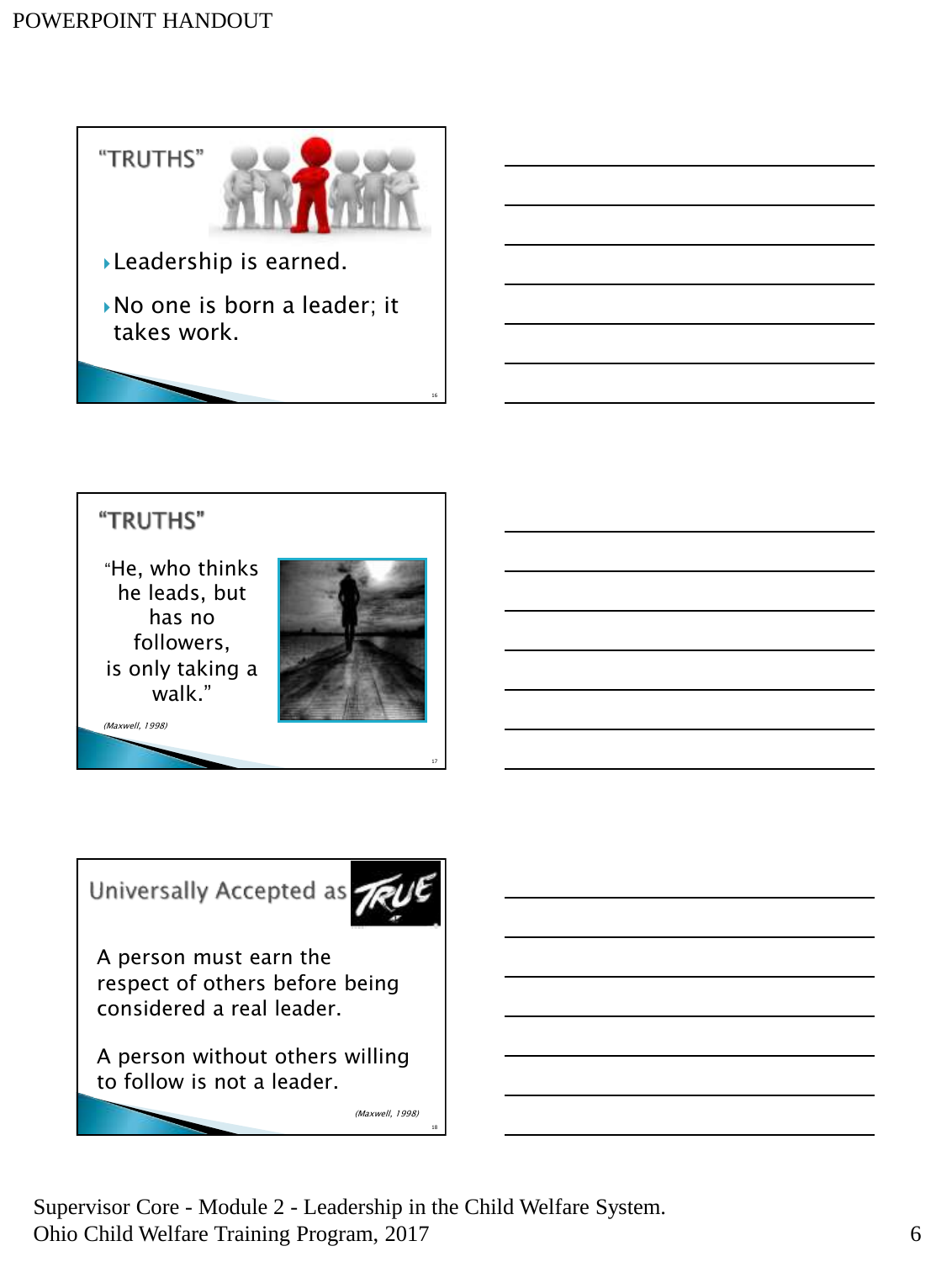## "TRUTHS"

- Leadership is earned.
- No one is born a leader; it takes work.

## "TRUTHS"

"He, who thinks he leads, but has no followers, is only taking a walk."

*(Maxwell, 1998)*

## Universally Accepted as TRUE

A person must earn the respect of others before being considered a real leader.

A person without others willing to follow is not a leader.

*(Maxwell, 1998)*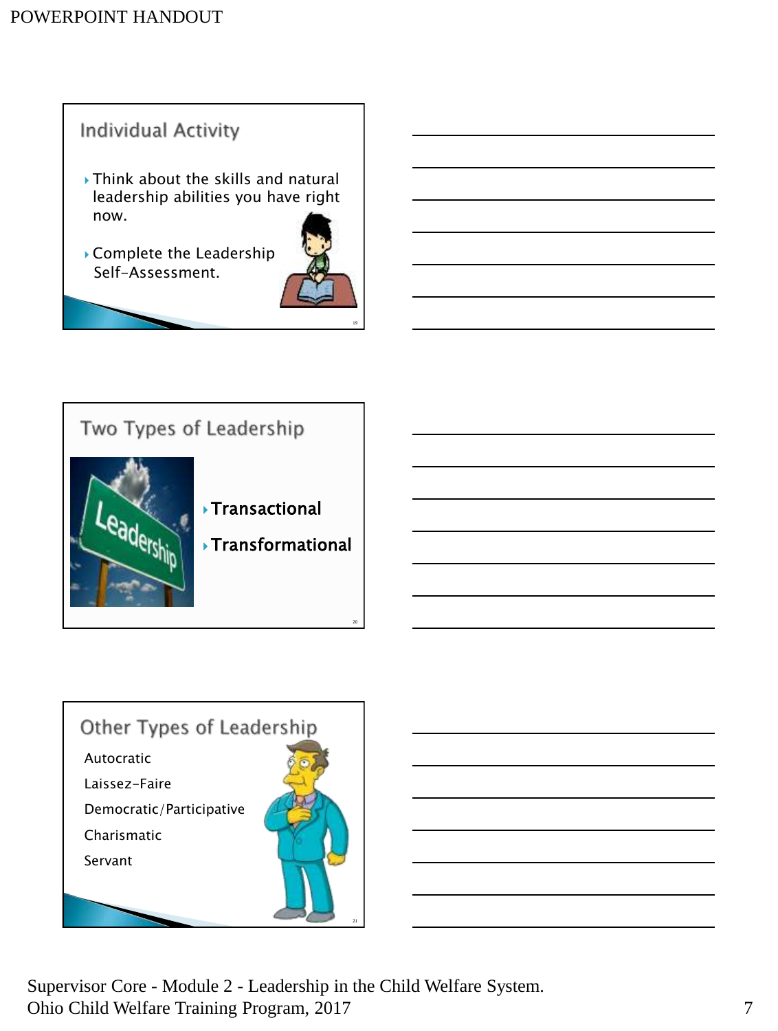## Individual Activity

- Think about the skills and natural leadership abilities you have right now.
- Complete the Leadership Self-Assessment.

## Two Types of Leadership

- **Transactional**
- **Transformational**

## Other Types of Leadership

Autocratic

Laissez-Faire

Democratic/Participative

Charismatic

Servant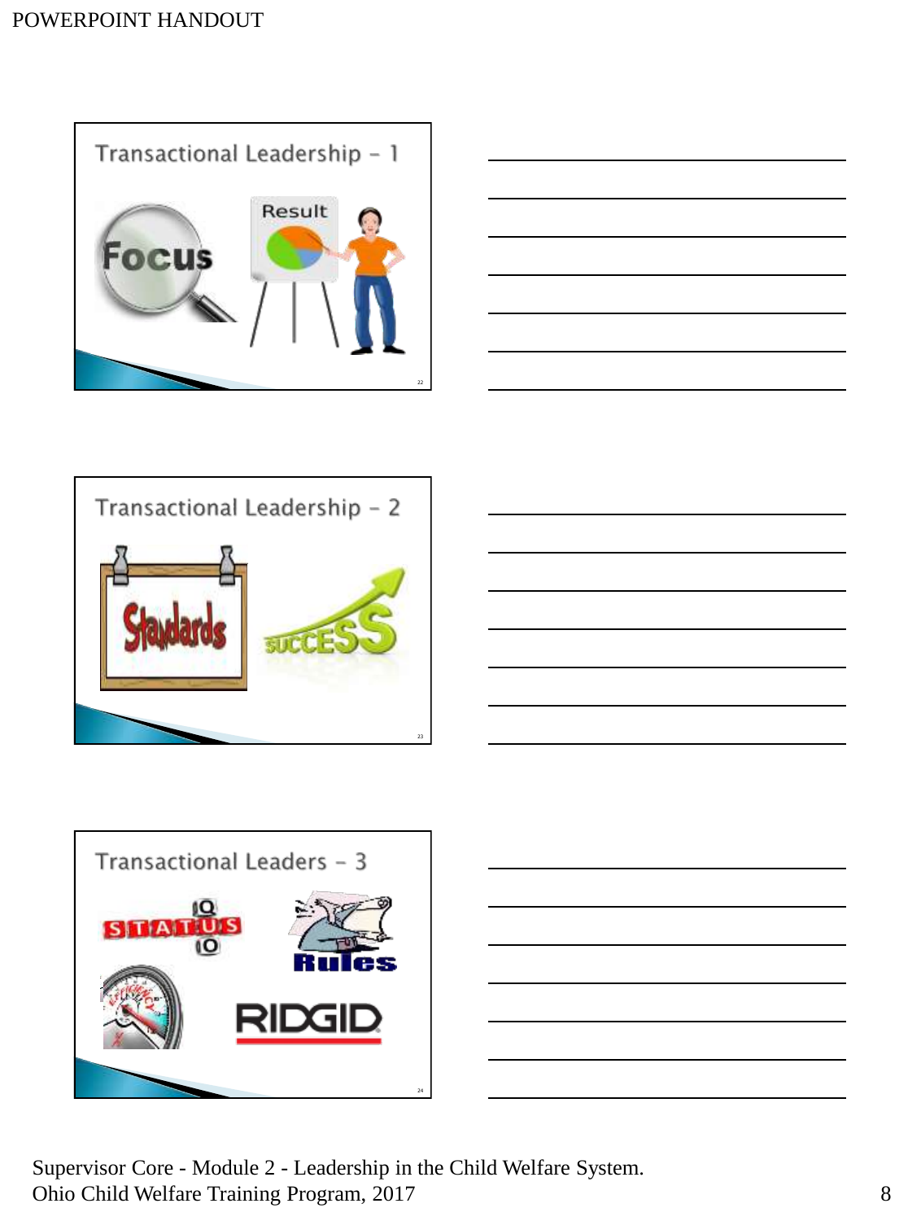## Transactional Leadership – 1

Focus

Result

## Transactional Leadership – 2

Standards

SUCCESS

## Transactional Leaders – 3

STATUS QUO

Rules

RIDGID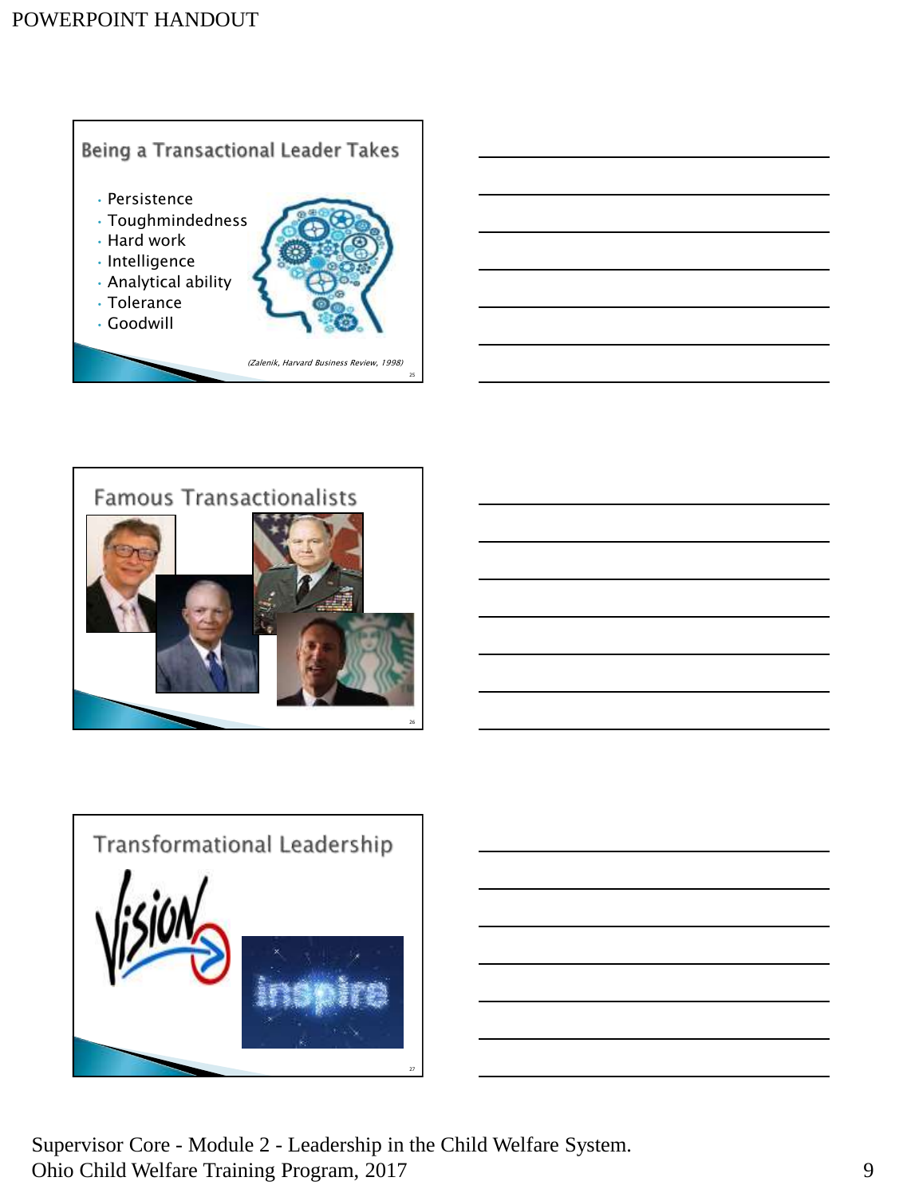## Being a Transactional Leader Takes

- Persistence
- Toughmindedness
- Hard work
- Intelligence
- Analytical ability
- Tolerance
- Goodwill

*(Zalenik, Harvard Business Review, 1998)*

## Famous Transactionalists

## Transformational Leadership

Vision

inspire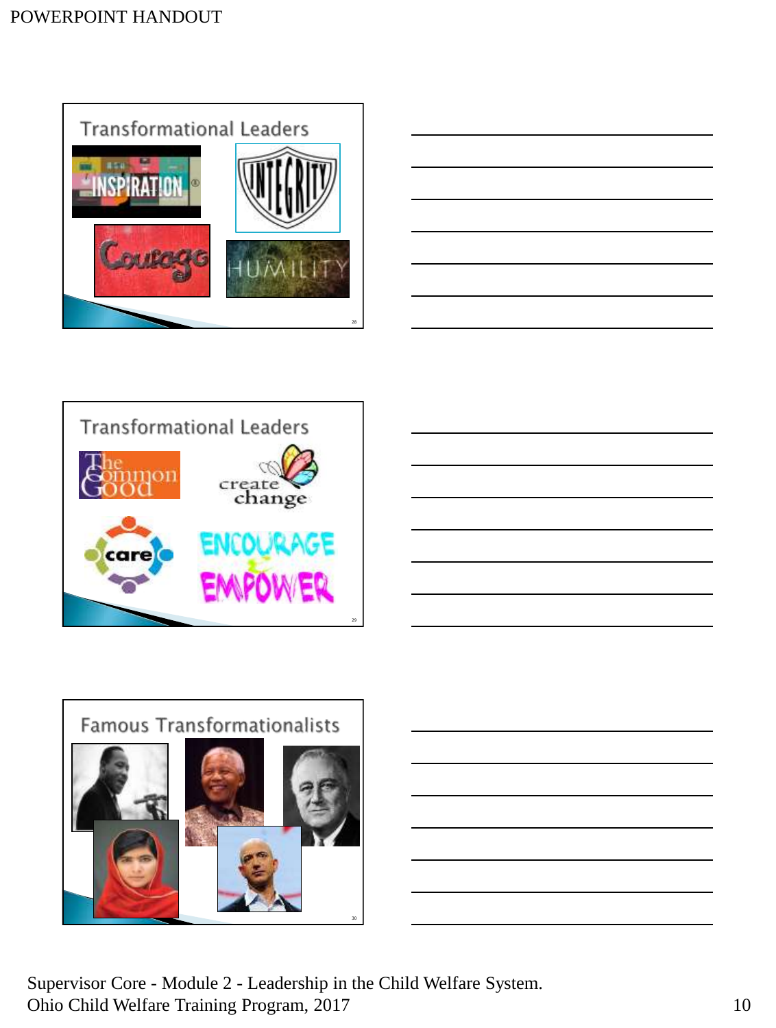## Transformational Leaders

INSPIRATION

INTEGRITY

Courage

HUMILITY

## Transformational Leaders

The Common Good

create change

care

ENCOURAGE & EMPOWER

## Famous Transformationalists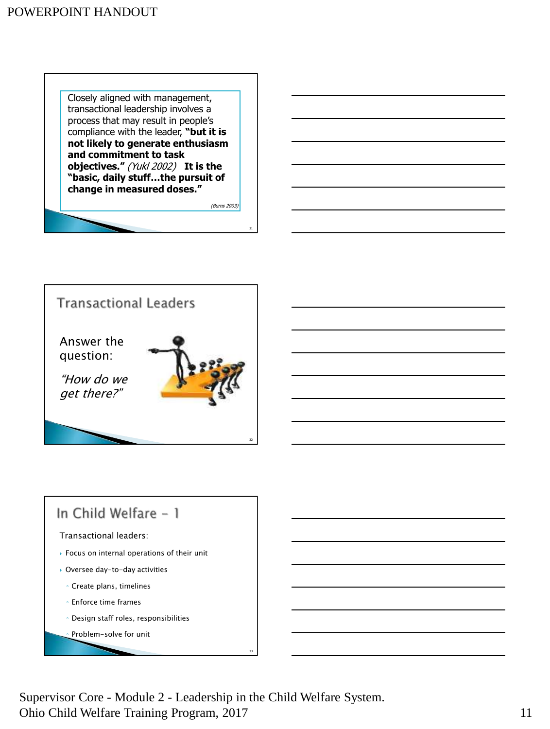Closely aligned with management, transactional leadership involves a process that may result in people's compliance with the leader, **"but it is not likely to generate enthusiasm and commitment to task objectives."** *(Yukl 2002)* **It is the "basic, daily stuff…the pursuit of change in measured doses."**

*(Burns 2003)*

## Transactional Leaders

Answer the question:

*"How do we get there?"*

## In Child Welfare – 1

Transactional leaders:

- Focus on internal operations of their unit
- Oversee day-to-day activities
  - Create plans, timelines
  - Enforce time frames
  - Design staff roles, responsibilities
  - Problem-solve for unit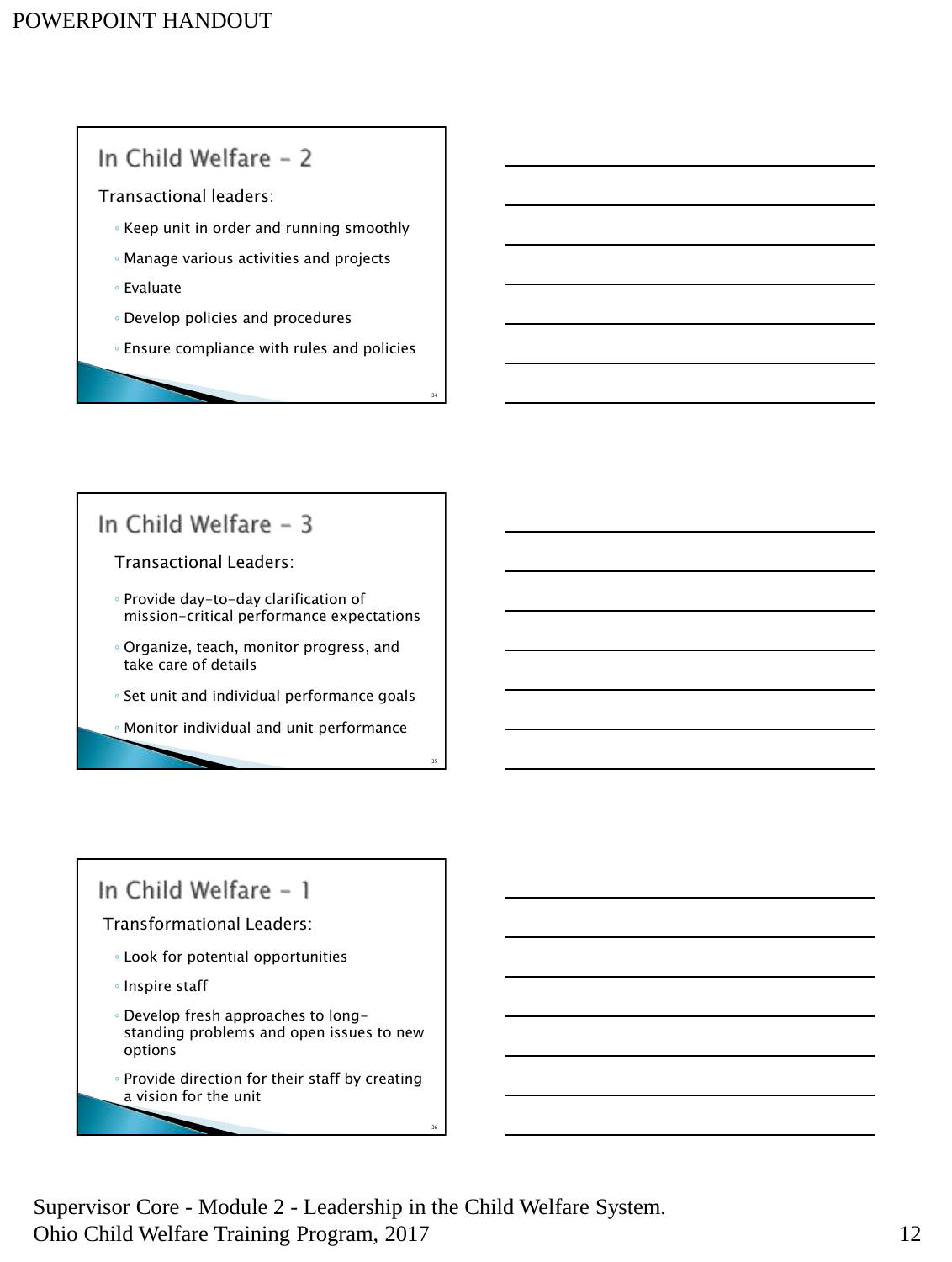## In Child Welfare - 2

Transactional leaders:

- Keep unit in order and running smoothly
- Manage various activities and projects
- Evaluate
- Develop policies and procedures
- Ensure compliance with rules and policies

## In Child Welfare - 3

Transactional Leaders:

- Provide day-to-day clarification of mission-critical performance expectations
- Organize, teach, monitor progress, and take care of details
- Set unit and individual performance goals
- Monitor individual and unit performance

## In Child Welfare - 1

Transformational Leaders:

- Look for potential opportunities
- Inspire staff
- Develop fresh approaches to long-standing problems and open issues to new options
- Provide direction for their staff by creating a vision for the unit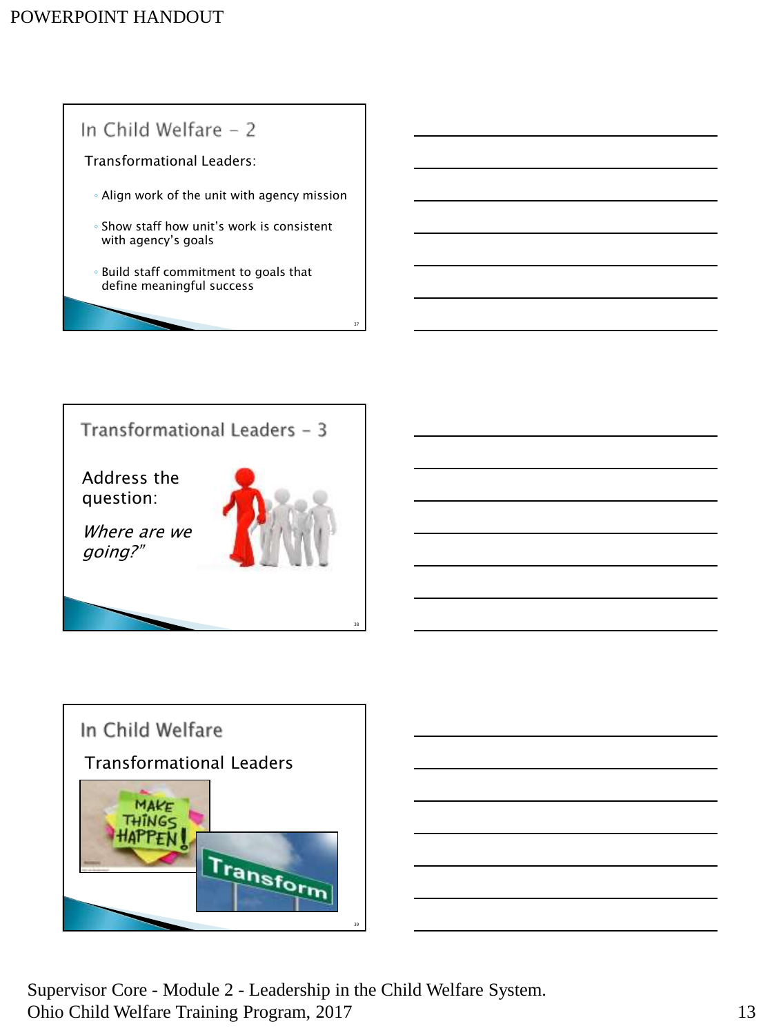## In Child Welfare - 2

Transformational Leaders:

- Align work of the unit with agency mission
- Show staff how unit's work is consistent with agency's goals
- Build staff commitment to goals that define meaningful success

## Transformational Leaders - 3

Address the question:

*Where are we going?"*

## In Child Welfare

Transformational Leaders

MAKE THINGS HAPPEN!

Transform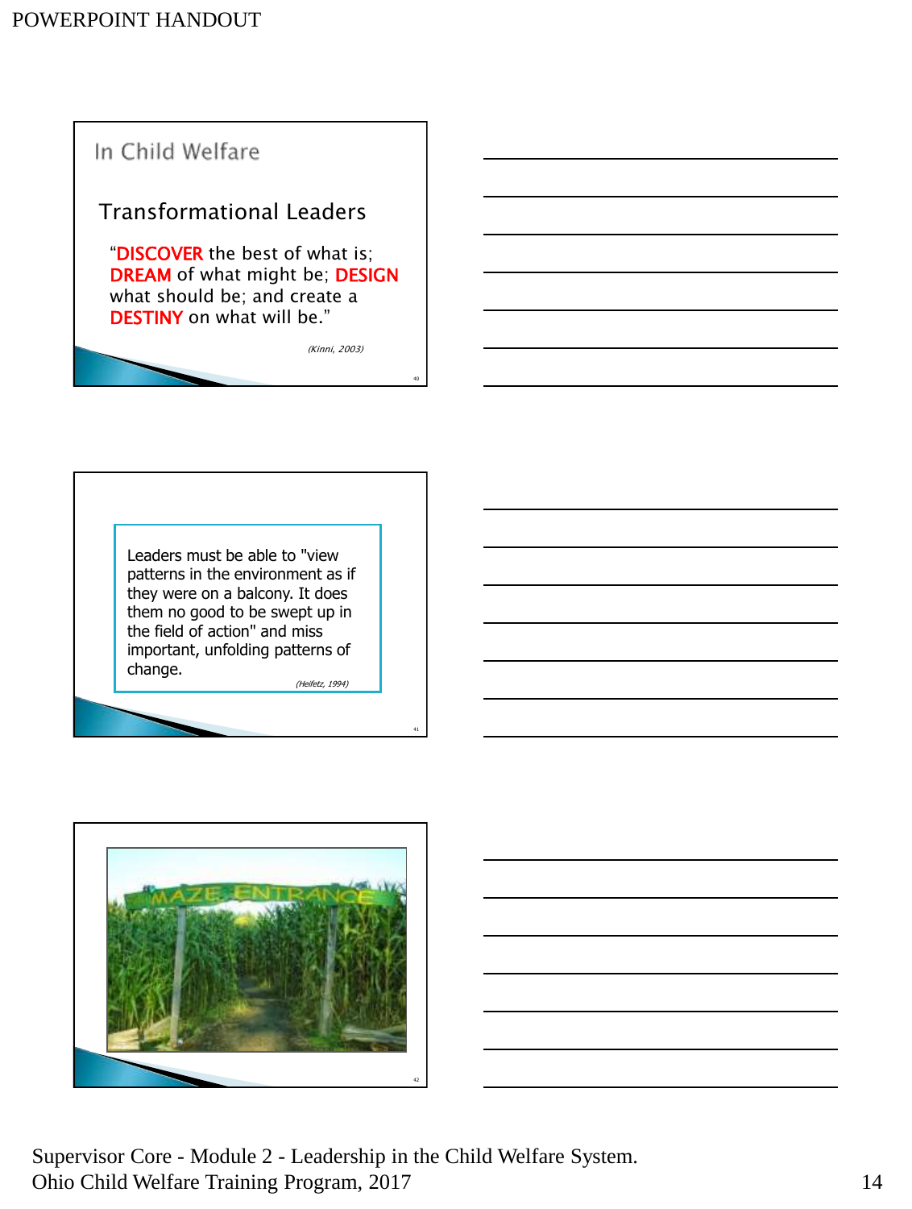## In Child Welfare

### Transformational Leaders

"**DISCOVER** the best of what is; **DREAM** of what might be; **DESIGN** what should be; and create a **DESTINY** on what will be."

*(Kinni, 2003)*

---

Leaders must be able to "view patterns in the environment as if they were on a balcony. It does them no good to be swept up in the field of action" and miss important, unfolding patterns of change.

*(Heifetz, 1994)*

---

MAZE ENTRANCE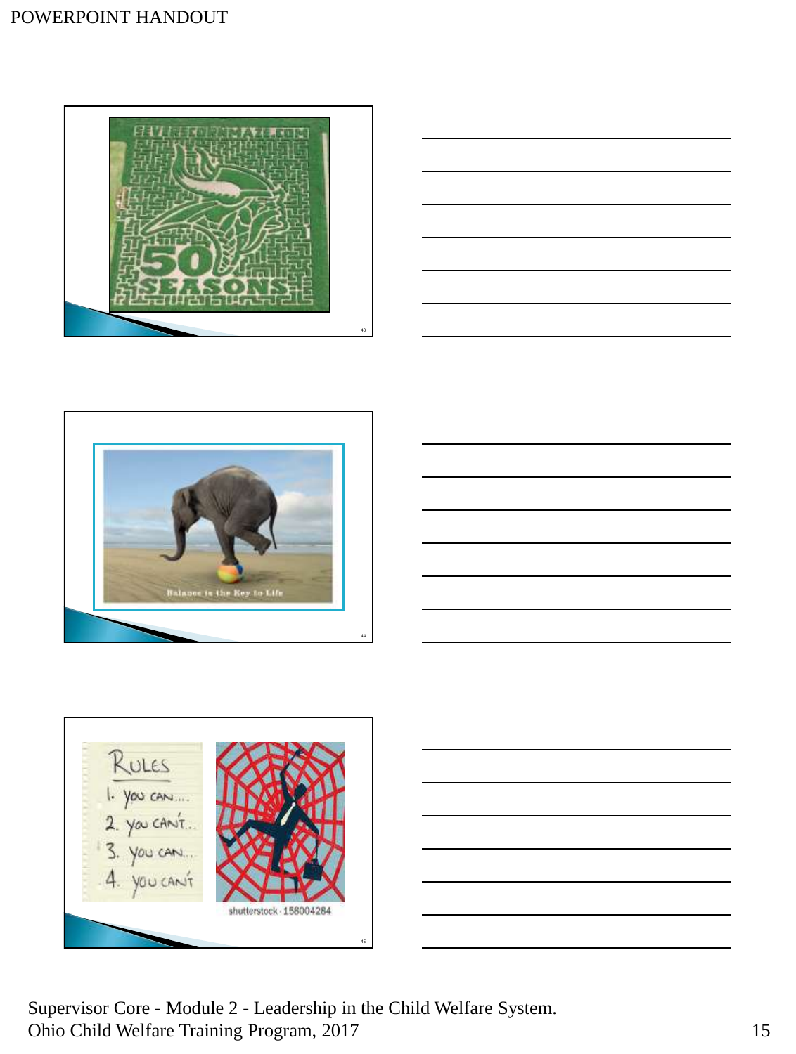SEVERSCORNMAZE.COM

50 SEASONS

Balance is the Key to Life

Rules

1. You can....
2. You can't...
3. You can...
4. You can't

shutterstock · 158004284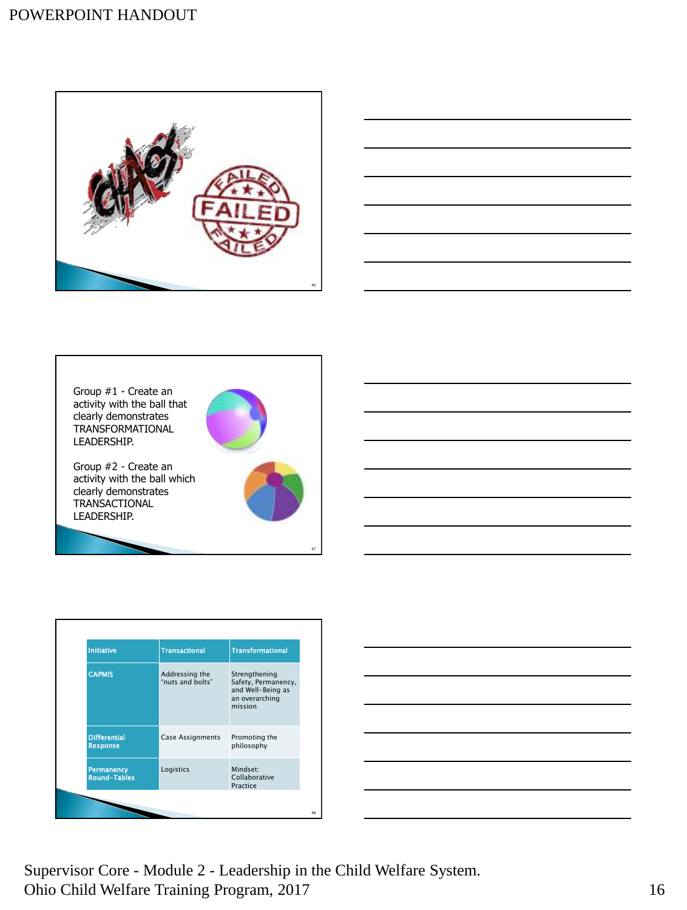CHAOS

FAILED

Group #1 - Create an activity with the ball that clearly demonstrates TRANSFORMATIONAL LEADERSHIP.

Group #2 - Create an activity with the ball which clearly demonstrates TRANSACTIONAL LEADERSHIP.

| Initiative | Transactional | Transformational |
|---|---|---|
| CAPMIS | Addressing the "nuts and bolts" | Strengthening Safety, Permanency, and Well-Being as an overarching mission |
| Differential Response | Case Assignments | Promoting the philosophy |
| Permanency Round-Tables | Logistics | Mindset: Collaborative Practice |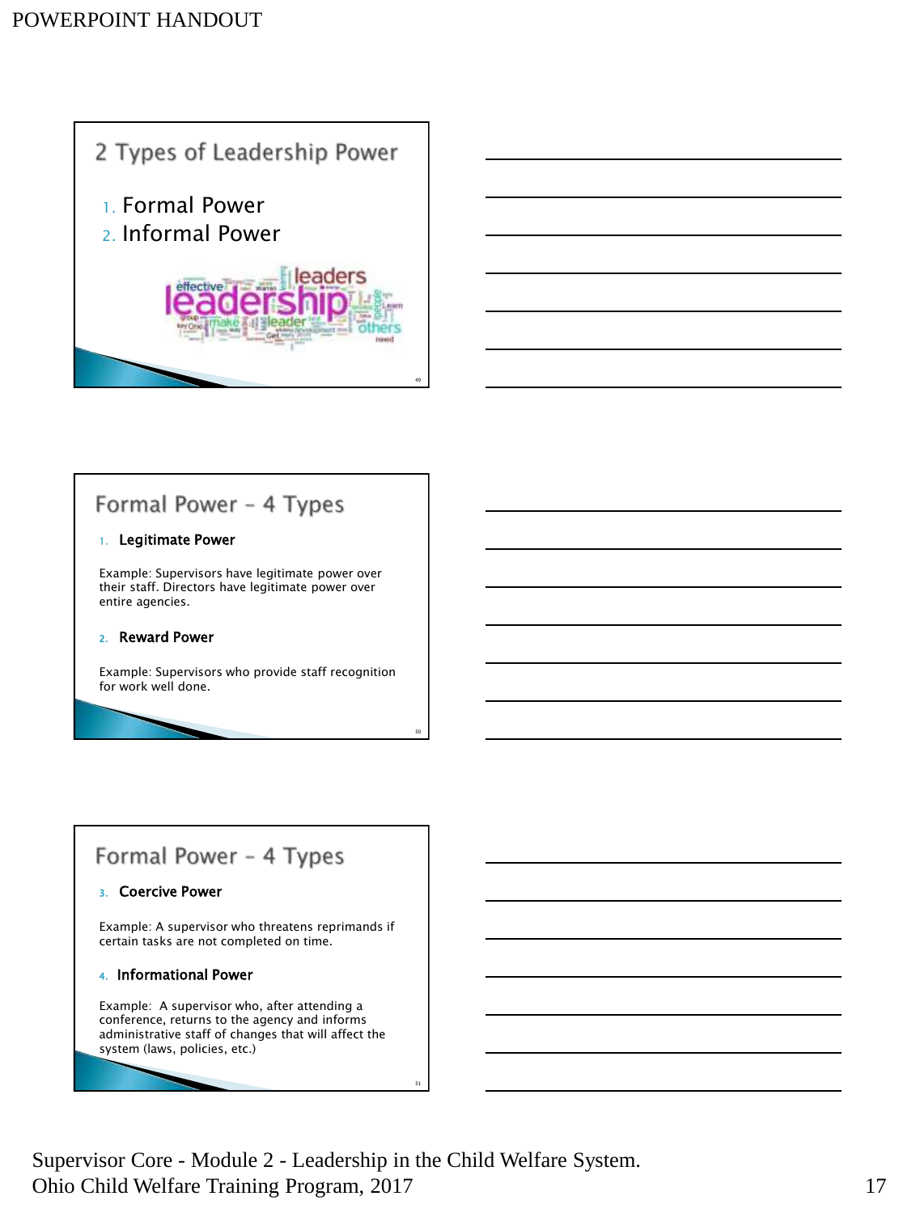## 2 Types of Leadership Power

1. Formal Power
2. Informal Power

## Formal Power – 4 Types

1. **Legitimate Power**

Example: Supervisors have legitimate power over their staff. Directors have legitimate power over entire agencies.

2. **Reward Power**

Example: Supervisors who provide staff recognition for work well done.

## Formal Power – 4 Types

3. **Coercive Power**

Example: A supervisor who threatens reprimands if certain tasks are not completed on time.

4. **Informational Power**

Example: A supervisor who, after attending a conference, returns to the agency and informs administrative staff of changes that will affect the system (laws, policies, etc.)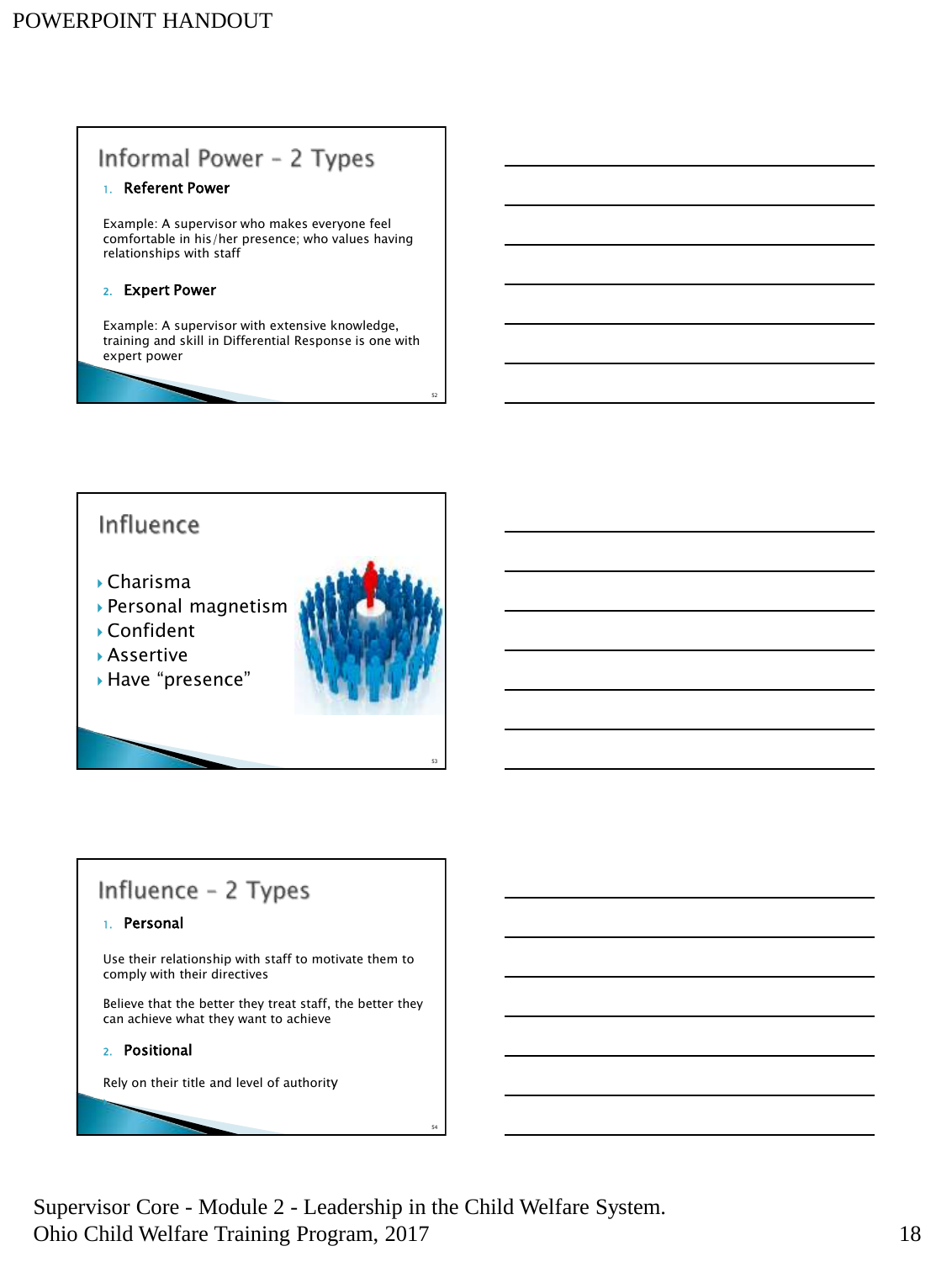## Informal Power – 2 Types

1. **Referent Power**

Example: A supervisor who makes everyone feel comfortable in his/her presence; who values having relationships with staff

2. **Expert Power**

Example: A supervisor with extensive knowledge, training and skill in Differential Response is one with expert power

## Influence

- Charisma
- Personal magnetism
- Confident
- Assertive
- Have "presence"

## Influence – 2 Types

1. **Personal**

Use their relationship with staff to motivate them to comply with their directives

Believe that the better they treat staff, the better they can achieve what they want to achieve

2. **Positional**

Rely on their title and level of authority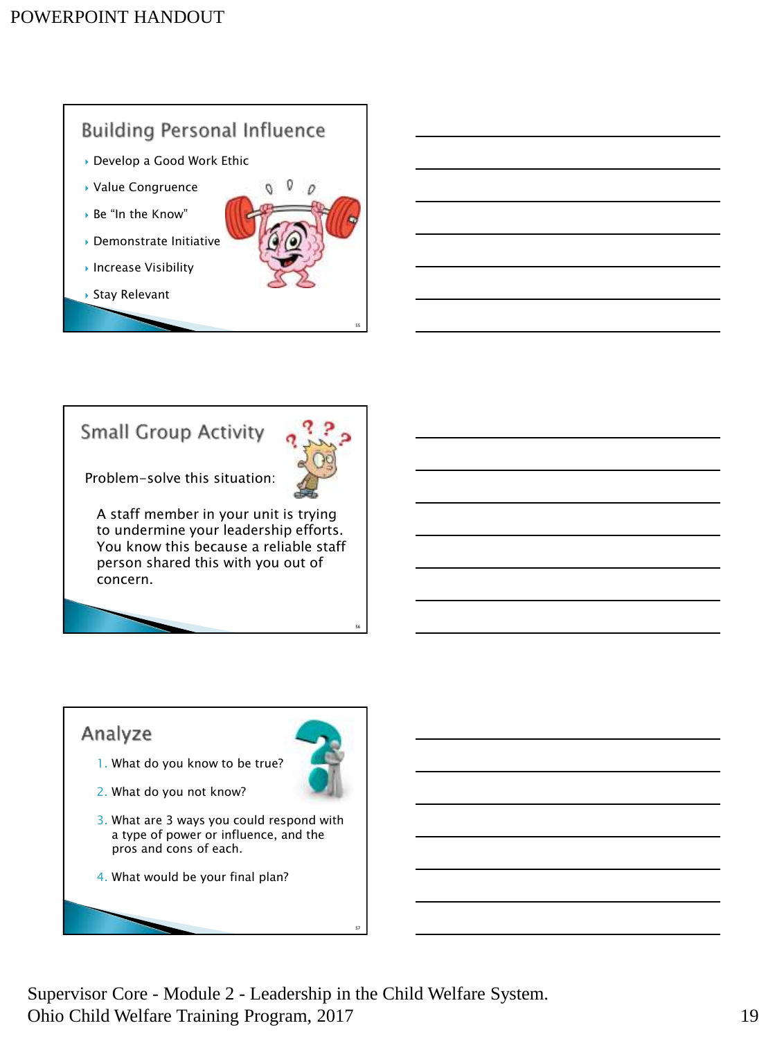## Building Personal Influence

- Develop a Good Work Ethic
- Value Congruence
- Be "In the Know"
- Demonstrate Initiative
- Increase Visibility
- Stay Relevant

## Small Group Activity

Problem-solve this situation:

A staff member in your unit is trying to undermine your leadership efforts. You know this because a reliable staff person shared this with you out of concern.

## Analyze

1. What do you know to be true?
2. What do you not know?
3. What are 3 ways you could respond with a type of power or influence, and the pros and cons of each.
4. What would be your final plan?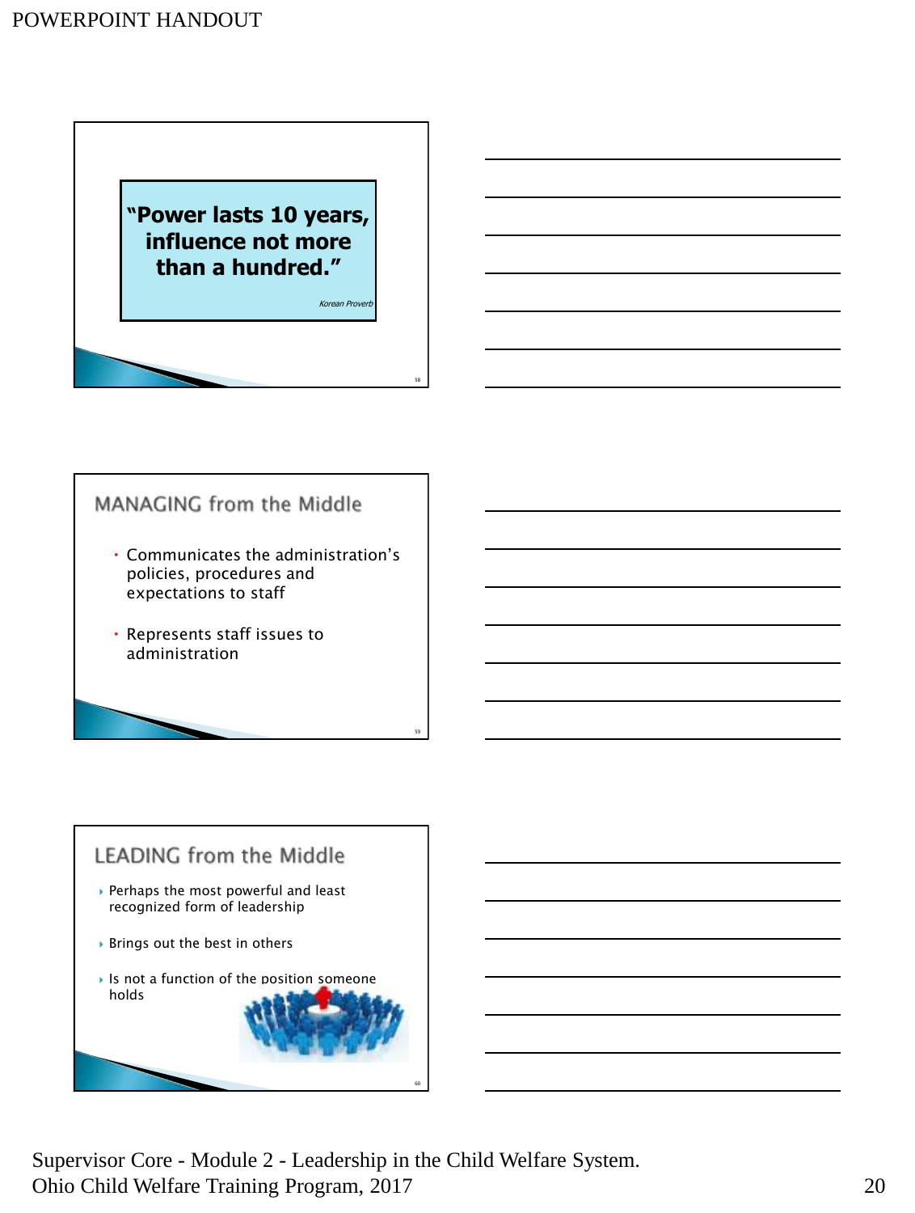"Power lasts 10 years, influence not more than a hundred."

*Korean Proverb*

## MANAGING from the Middle

- Communicates the administration's policies, procedures and expectations to staff
- Represents staff issues to administration

## LEADING from the Middle

- Perhaps the most powerful and least recognized form of leadership
- Brings out the best in others
- Is not a function of the position someone holds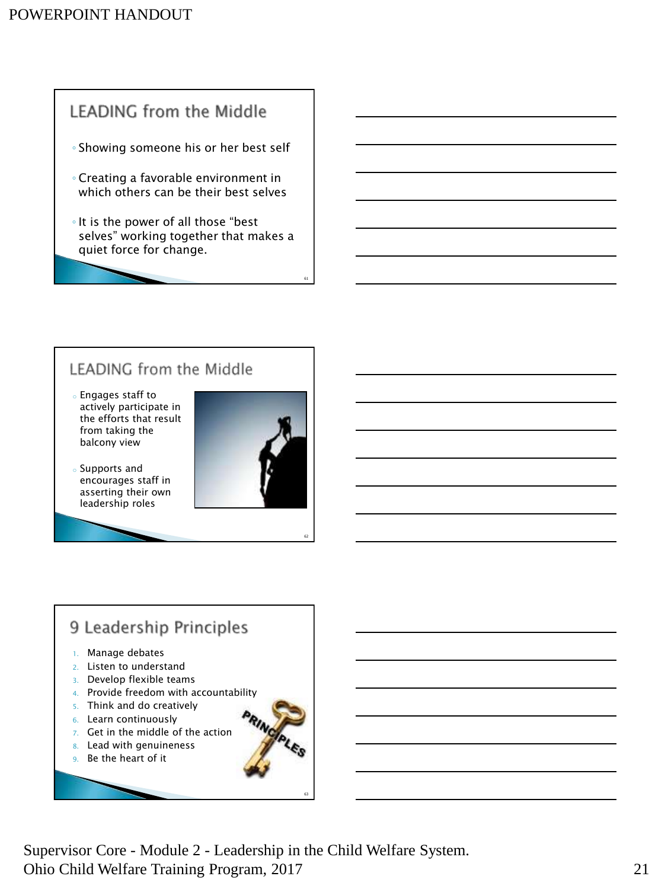## LEADING from the Middle

- Showing someone his or her best self
- Creating a favorable environment in which others can be their best selves
- It is the power of all those "best selves" working together that makes a quiet force for change.

## LEADING from the Middle

- Engages staff to actively participate in the efforts that result from taking the balcony view
- Supports and encourages staff in asserting their own leadership roles

## 9 Leadership Principles

1. Manage debates
2. Listen to understand
3. Develop flexible teams
4. Provide freedom with accountability
5. Think and do creatively
6. Learn continuously
7. Get in the middle of the action
8. Lead with genuineness
9. Be the heart of it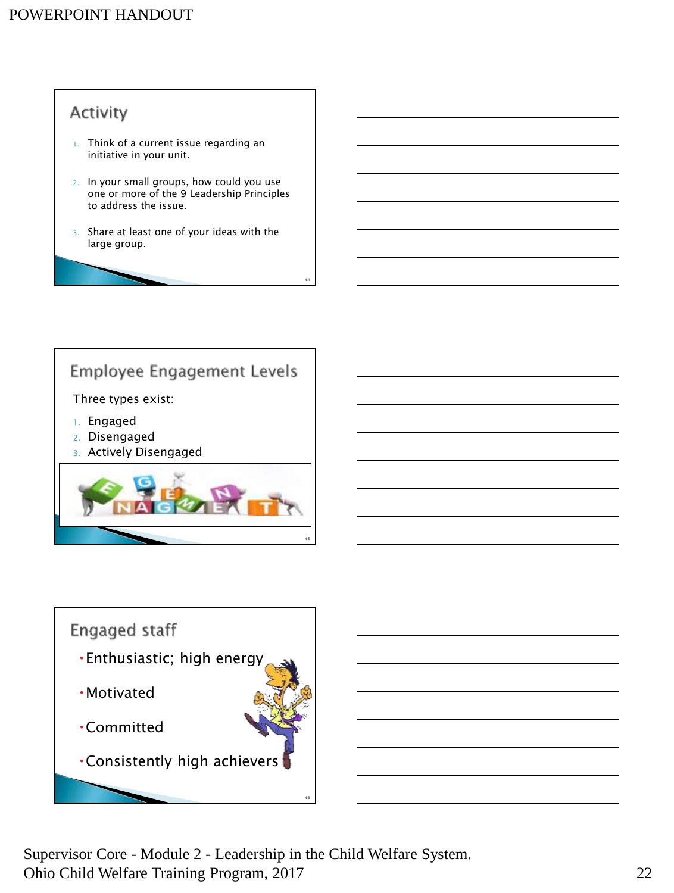## Activity

1. Think of a current issue regarding an initiative in your unit.
2. In your small groups, how could you use one or more of the 9 Leadership Principles to address the issue.
3. Share at least one of your ideas with the large group.

## Employee Engagement Levels

Three types exist:

1. Engaged
2. Disengaged
3. Actively Disengaged

## Engaged staff

- Enthusiastic; high energy
- Motivated
- Committed
- Consistently high achievers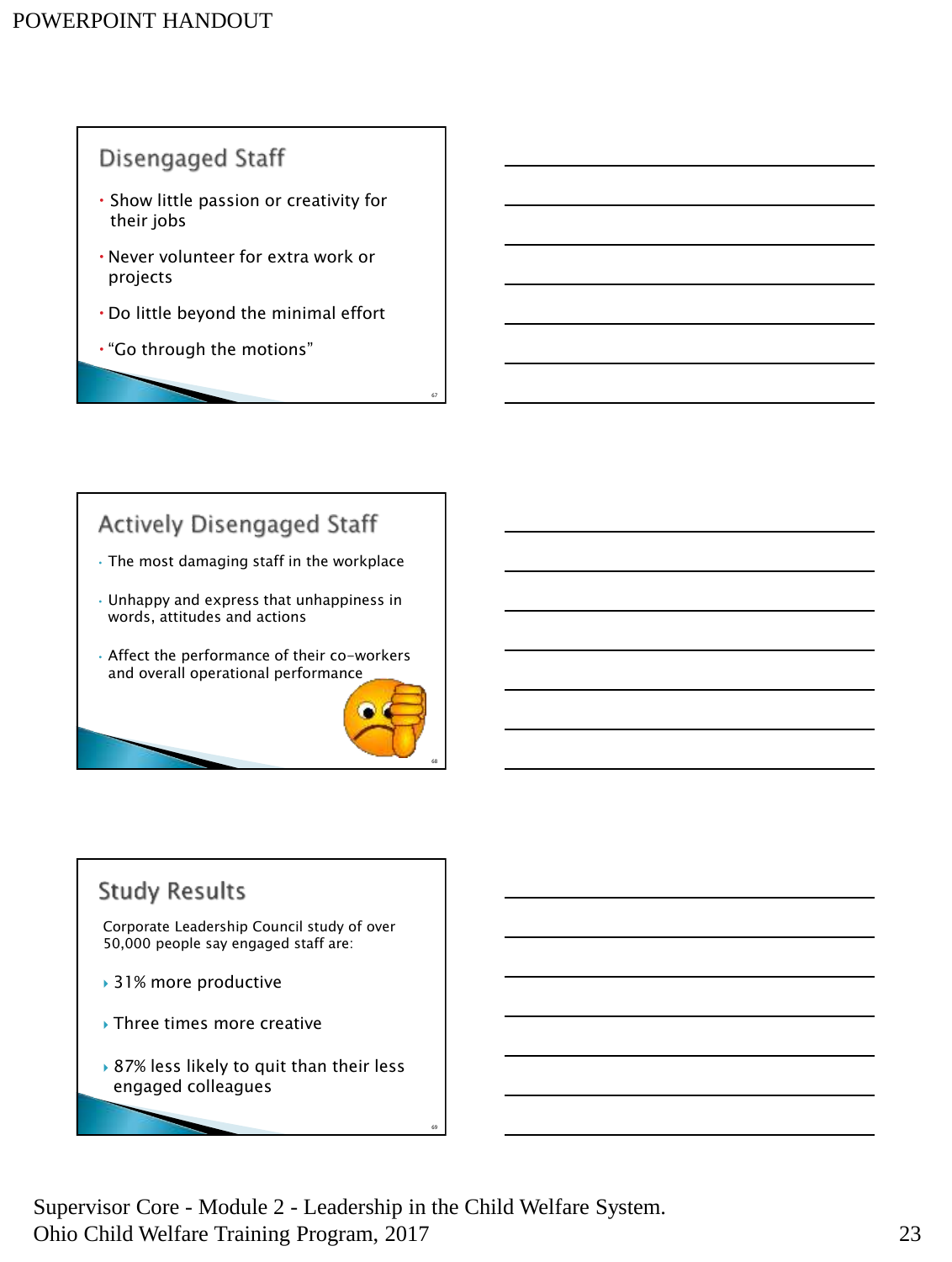## Disengaged Staff

- Show little passion or creativity for their jobs
- Never volunteer for extra work or projects
- Do little beyond the minimal effort
- "Go through the motions"

## Actively Disengaged Staff

- The most damaging staff in the workplace
- Unhappy and express that unhappiness in words, attitudes and actions
- Affect the performance of their co-workers and overall operational performance

## Study Results

Corporate Leadership Council study of over 50,000 people say engaged staff are:

- 31% more productive
- Three times more creative
- 87% less likely to quit than their less engaged colleagues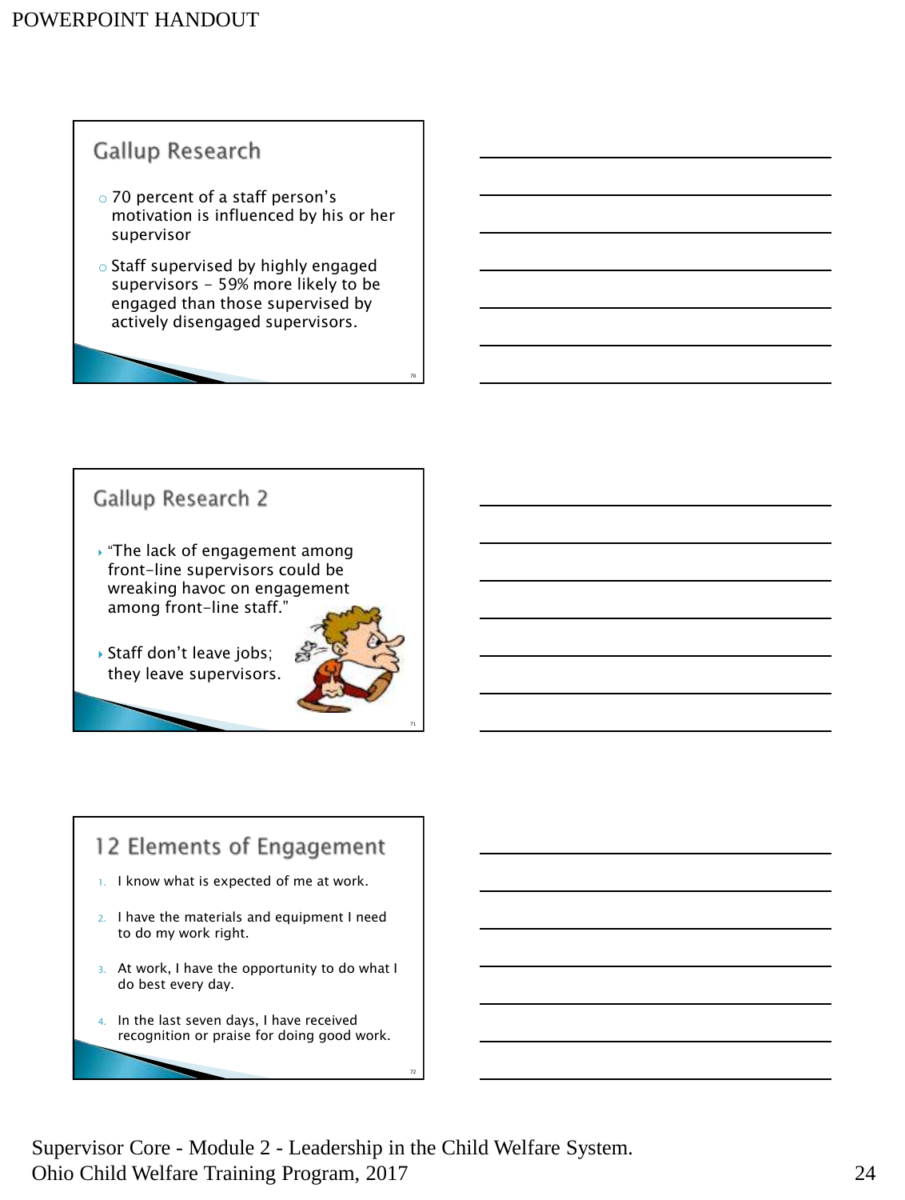## Gallup Research

- 70 percent of a staff person's motivation is influenced by his or her supervisor
- Staff supervised by highly engaged supervisors – 59% more likely to be engaged than those supervised by actively disengaged supervisors.

## Gallup Research 2

- "The lack of engagement among front-line supervisors could be wreaking havoc on engagement among front-line staff."
- Staff don't leave jobs; they leave supervisors.

## 12 Elements of Engagement

1. I know what is expected of me at work.
2. I have the materials and equipment I need to do my work right.
3. At work, I have the opportunity to do what I do best every day.
4. In the last seven days, I have received recognition or praise for doing good work.

Supervisor Core - Module 2 - Leadership in the Child Welfare System.
Ohio Child Welfare Training Program, 2017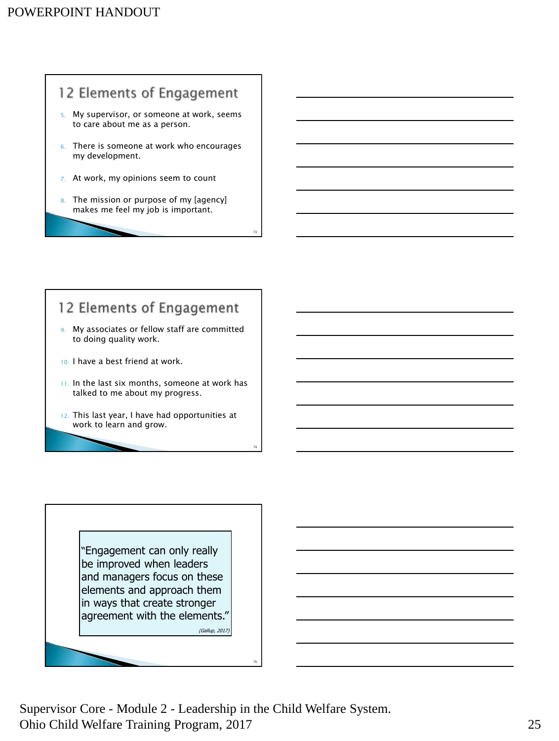## 12 Elements of Engagement

5. My supervisor, or someone at work, seems to care about me as a person.
6. There is someone at work who encourages my development.
7. At work, my opinions seem to count
8. The mission or purpose of my [agency] makes me feel my job is important.

## 12 Elements of Engagement

9. My associates or fellow staff are committed to doing quality work.
10. I have a best friend at work.
11. In the last six months, someone at work has talked to me about my progress.
12. This last year, I have had opportunities at work to learn and grow.

"Engagement can only really be improved when leaders and managers focus on these elements and approach them in ways that create stronger agreement with the elements."

*(Gallup, 2017)*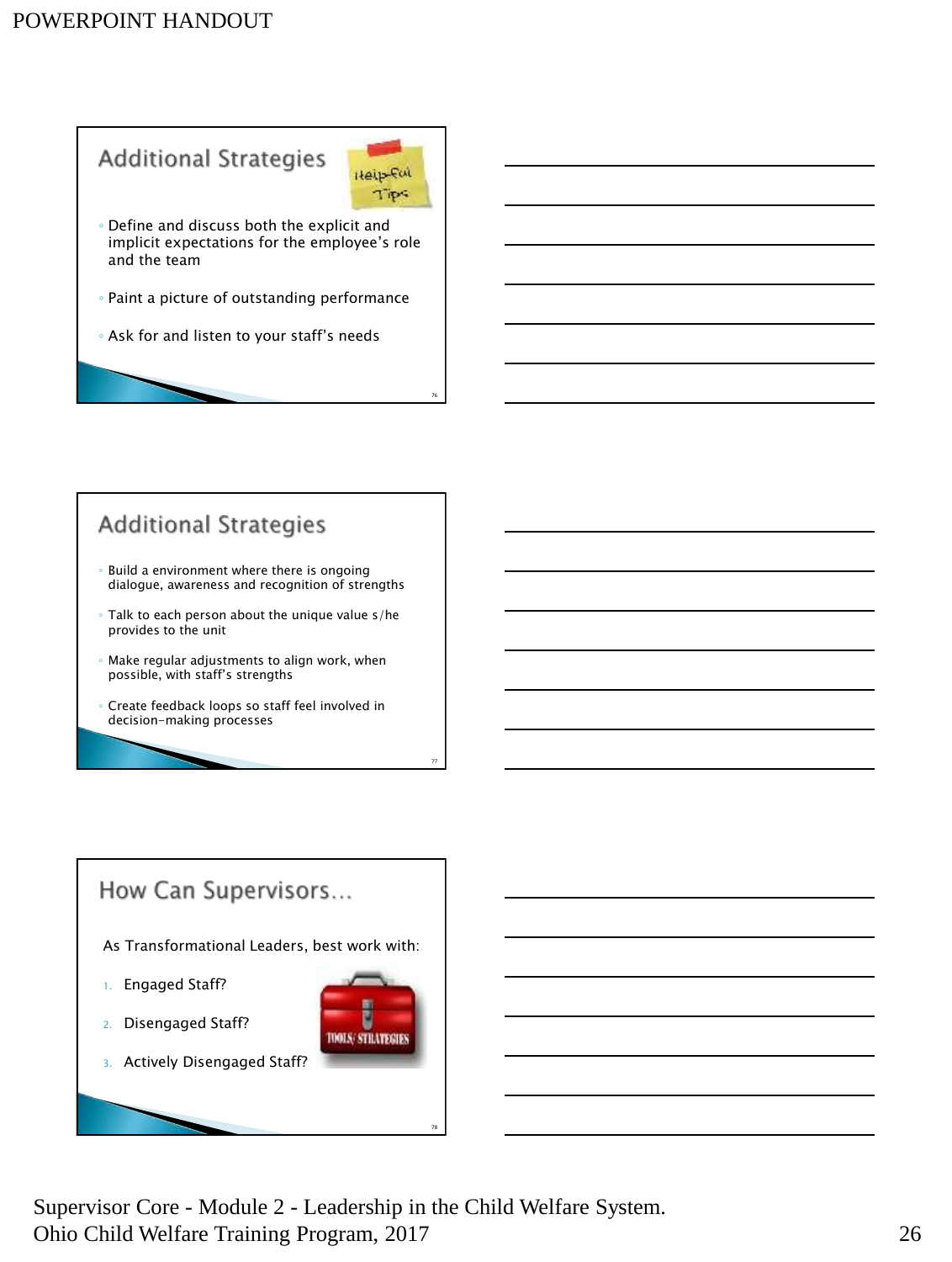## Additional Strategies

Helpful Tips

- Define and discuss both the explicit and implicit expectations for the employee's role and the team
- Paint a picture of outstanding performance
- Ask for and listen to your staff's needs

## Additional Strategies

- Build a environment where there is ongoing dialogue, awareness and recognition of strengths
- Talk to each person about the unique value s/he provides to the unit
- Make regular adjustments to align work, when possible, with staff's strengths
- Create feedback loops so staff feel involved in decision-making processes

## How Can Supervisors…

As Transformational Leaders, best work with:

1. Engaged Staff?
2. Disengaged Staff?
3. Actively Disengaged Staff?

TOOLS/STRATEGIES

Supervisor Core - Module 2 - Leadership in the Child Welfare System.
Ohio Child Welfare Training Program, 2017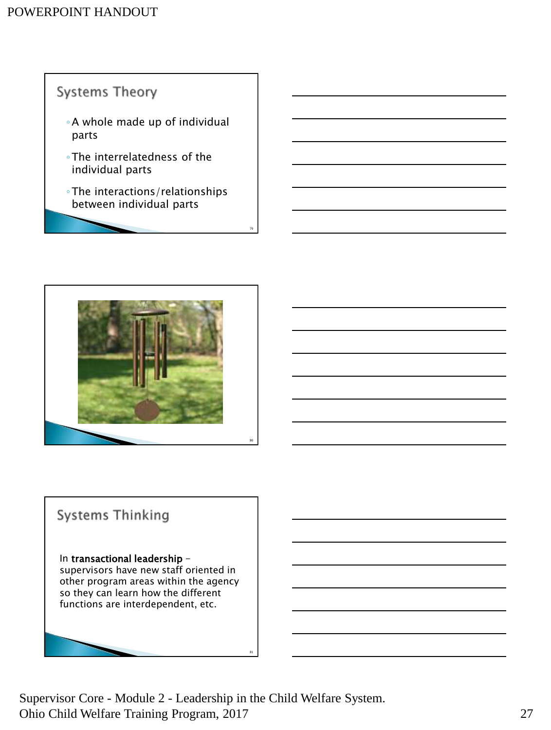## Systems Theory

- A whole made up of individual parts
- The interrelatedness of the individual parts
- The interactions/relationships between individual parts

## Systems Thinking

In **transactional leadership** – supervisors have new staff oriented in other program areas within the agency so they can learn how the different functions are interdependent, etc.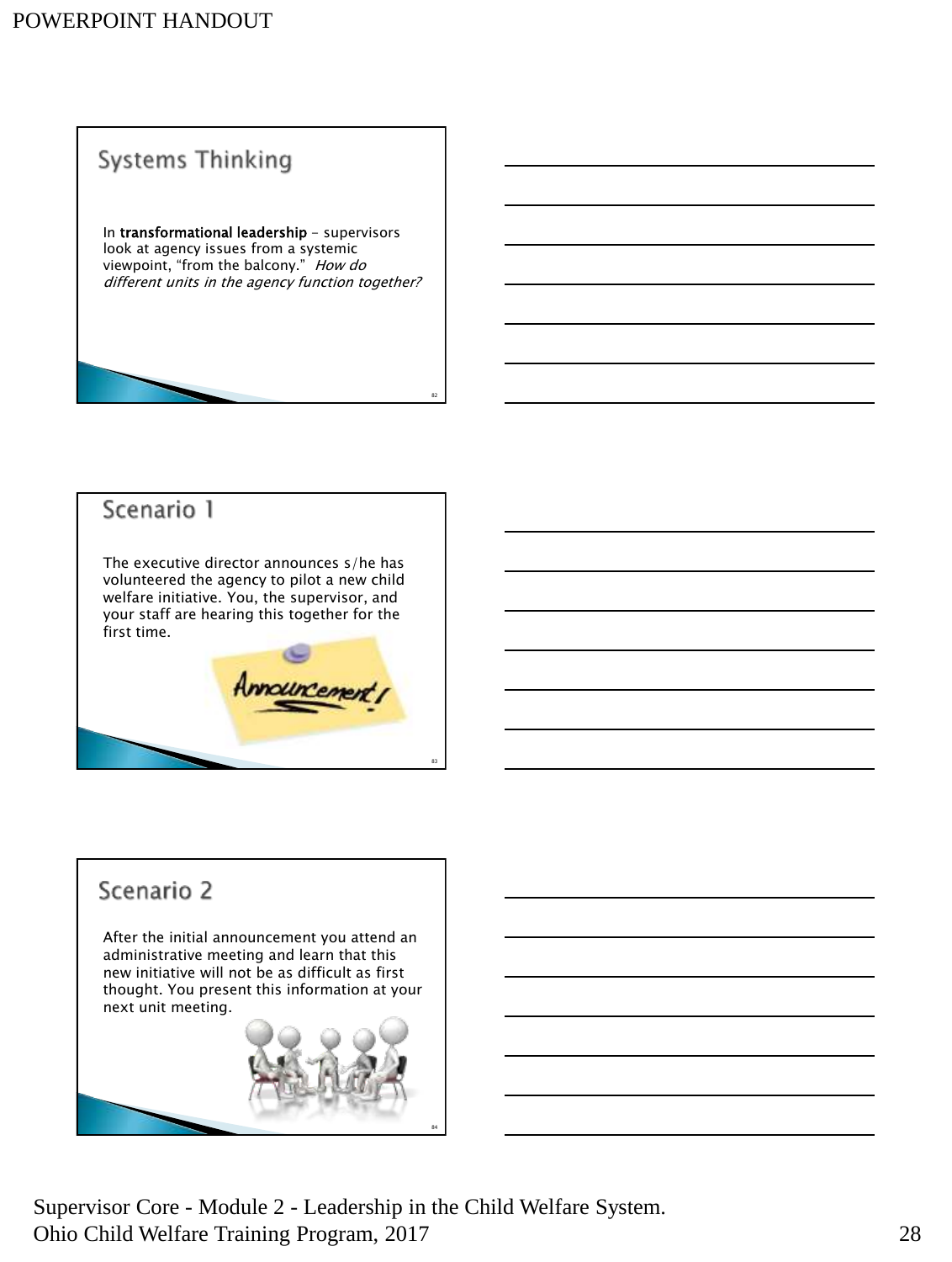## Systems Thinking

In **transformational leadership** – supervisors look at agency issues from a systemic viewpoint, "from the balcony." *How do different units in the agency function together?*

## Scenario 1

The executive director announces s/he has volunteered the agency to pilot a new child welfare initiative. You, the supervisor, and your staff are hearing this together for the first time.

## Scenario 2

After the initial announcement you attend an administrative meeting and learn that this new initiative will not be as difficult as first thought. You present this information at your next unit meeting.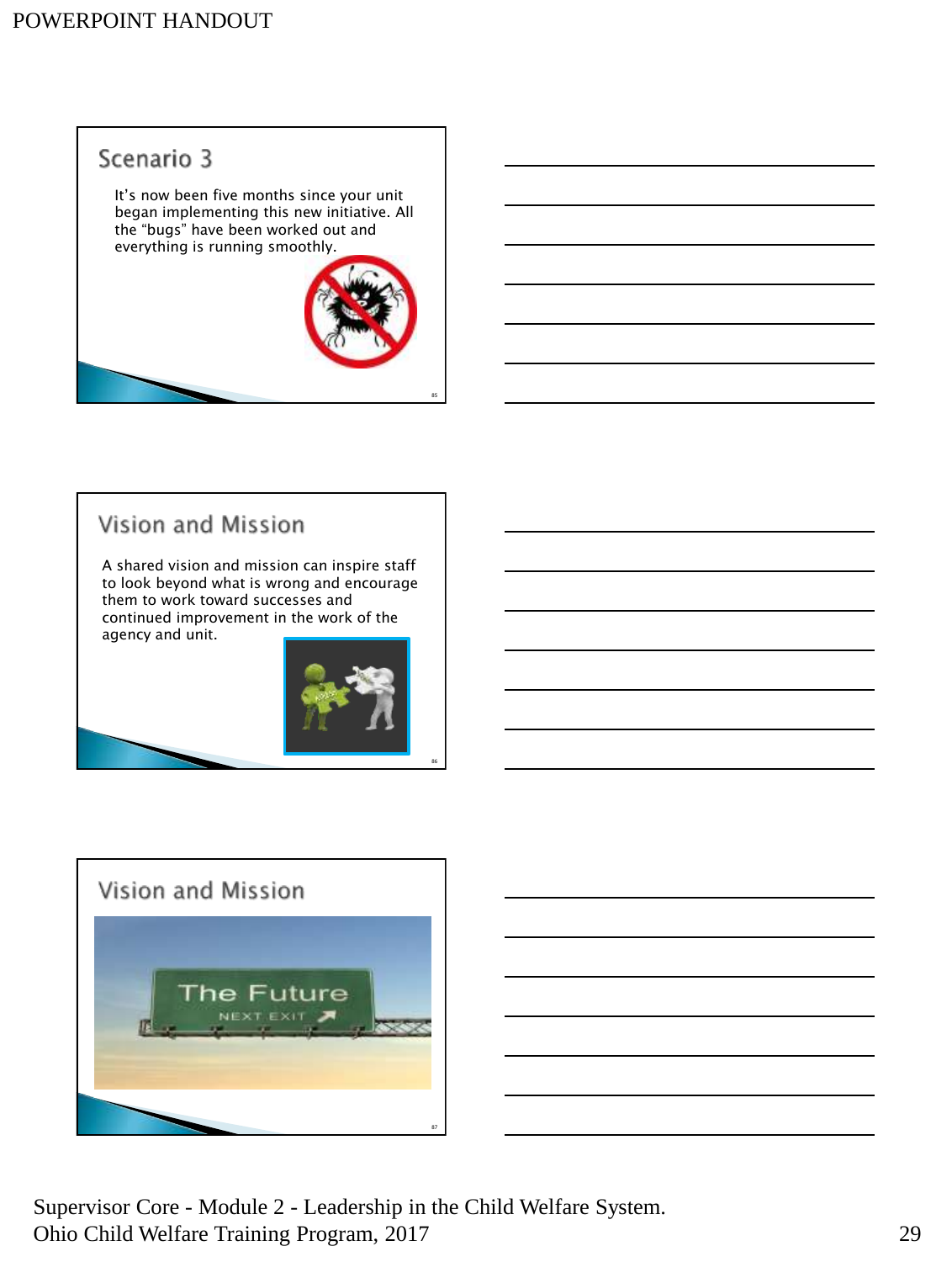## Scenario 3

It's now been five months since your unit began implementing this new initiative. All the "bugs" have been worked out and everything is running smoothly.

## Vision and Mission

A shared vision and mission can inspire staff to look beyond what is wrong and encourage them to work toward successes and continued improvement in the work of the agency and unit.

## Vision and Mission

The Future

NEXT EXIT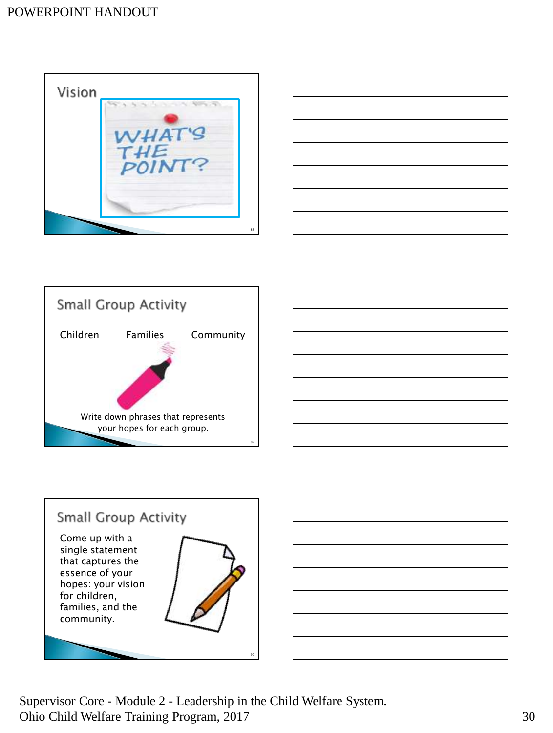## Vision

WHAT'S THE POINT?

## Small Group Activity

Children Families Community

Write down phrases that represents your hopes for each group.

## Small Group Activity

Come up with a single statement that captures the essence of your hopes: your vision for children, families, and the community.

Supervisor Core - Module 2 - Leadership in the Child Welfare System.
Ohio Child Welfare Training Program, 2017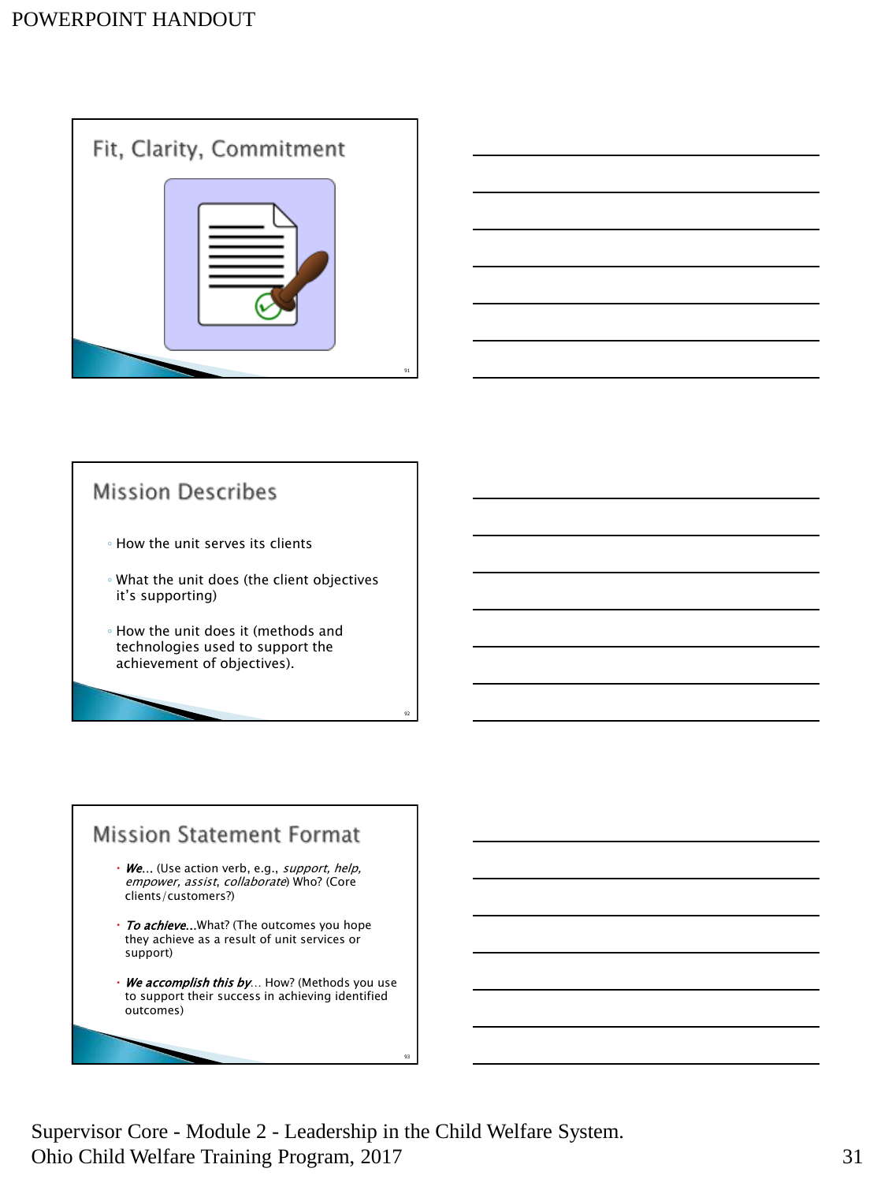## Fit, Clarity, Commitment

## Mission Describes

- How the unit serves its clients
- What the unit does (the client objectives it's supporting)
- How the unit does it (methods and technologies used to support the achievement of objectives).

## Mission Statement Format

- ***We***... (Use action verb, e.g., *support, help, empower, assist, collaborate*) Who? (Core clients/customers?)
- ***To achieve***...What? (The outcomes you hope they achieve as a result of unit services or support)
- ***We accomplish this by***... How? (Methods you use to support their success in achieving identified outcomes)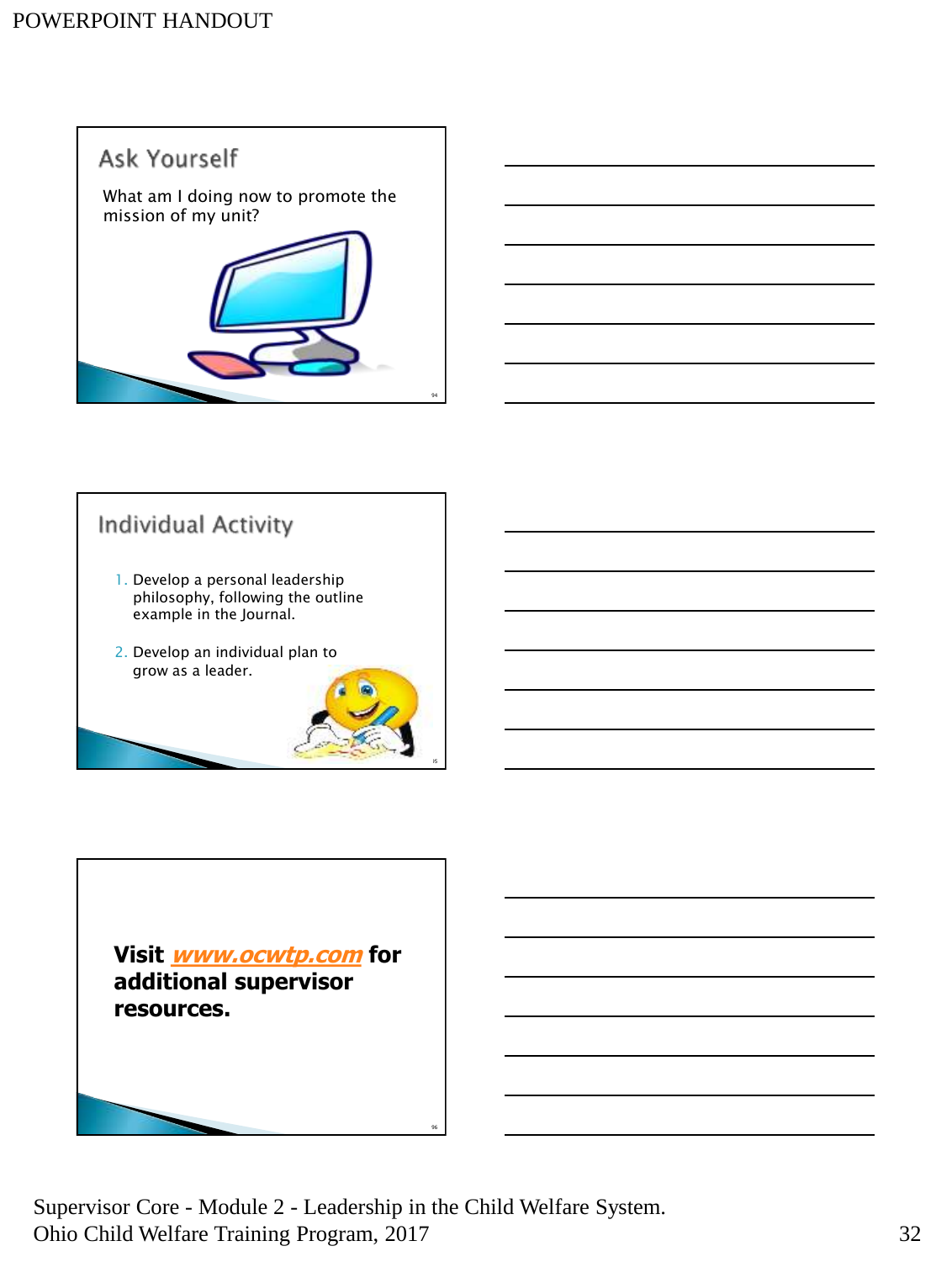## Ask Yourself

What am I doing now to promote the mission of my unit?

## Individual Activity

1. Develop a personal leadership philosophy, following the outline example in the Journal.
2. Develop an individual plan to grow as a leader.

**Visit *www.ocwtp.com* for additional supervisor resources.**